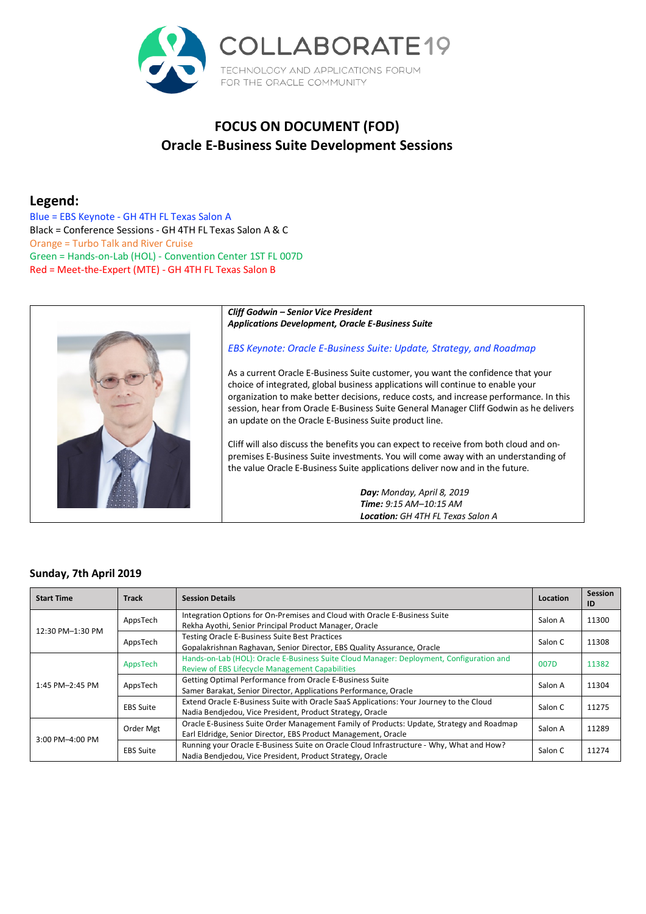# COLLABORATE19

TECHNOLOGY AND APPLICATIONS FORUM
FOR THE ORACLE COMMUNITY

## FOCUS ON DOCUMENT (FOD)
## Oracle E-Business Suite Development Sessions

### Legend:

Blue = EBS Keynote - GH 4TH FL Texas Salon A
Black = Conference Sessions - GH 4TH FL Texas Salon A & C
Orange = Turbo Talk and River Cruise
Green = Hands-on-Lab (HOL) - Convention Center 1ST FL 007D
Red = Meet-the-Expert (MTE) - GH 4TH FL Texas Salon B

***Cliff Godwin – Senior Vice President***
***Applications Development, Oracle E-Business Suite***

*EBS Keynote: Oracle E-Business Suite: Update, Strategy, and Roadmap*

As a current Oracle E-Business Suite customer, you want the confidence that your choice of integrated, global business applications will continue to enable your organization to make better decisions, reduce costs, and increase performance. In this session, hear from Oracle E-Business Suite General Manager Cliff Godwin as he delivers an update on the Oracle E-Business Suite product line.

Cliff will also discuss the benefits you can expect to receive from both cloud and on-premises E-Business Suite investments. You will come away with an understanding of the value Oracle E-Business Suite applications deliver now and in the future.

***Day:*** *Monday, April 8, 2019*
***Time:*** *9:15 AM–10:15 AM*
***Location:*** *GH 4TH FL Texas Salon A*

### Sunday, 7th April 2019

| Start Time | Track | Session Details | Location | Session ID |
|---|---|---|---|---|
| 12:30 PM–1:30 PM | AppsTech | Integration Options for On-Premises and Cloud with Oracle E-Business Suite<br>Rekha Ayothi, Senior Principal Product Manager, Oracle | Salon A | 11300 |
| | AppsTech | Testing Oracle E-Business Suite Best Practices<br>Gopalakrishnan Raghavan, Senior Director, EBS Quality Assurance, Oracle | Salon C | 11308 |
| 1:45 PM–2:45 PM | AppsTech | Hands-on-Lab (HOL): Oracle E-Business Suite Cloud Manager: Deployment, Configuration and Review of EBS Lifecycle Management Capabilities | 007D | 11382 |
| | AppsTech | Getting Optimal Performance from Oracle E-Business Suite<br>Samer Barakat, Senior Director, Applications Performance, Oracle | Salon A | 11304 |
| | EBS Suite | Extend Oracle E-Business Suite with Oracle SaaS Applications: Your Journey to the Cloud<br>Nadia Bendjedou, Vice President, Product Strategy, Oracle | Salon C | 11275 |
| 3:00 PM–4:00 PM | Order Mgt | Oracle E-Business Suite Order Management Family of Products: Update, Strategy and Roadmap<br>Earl Eldridge, Senior Director, EBS Product Management, Oracle | Salon A | 11289 |
| | EBS Suite | Running your Oracle E-Business Suite on Oracle Cloud Infrastructure - Why, What and How?<br>Nadia Bendjedou, Vice President, Product Strategy, Oracle | Salon C | 11274 |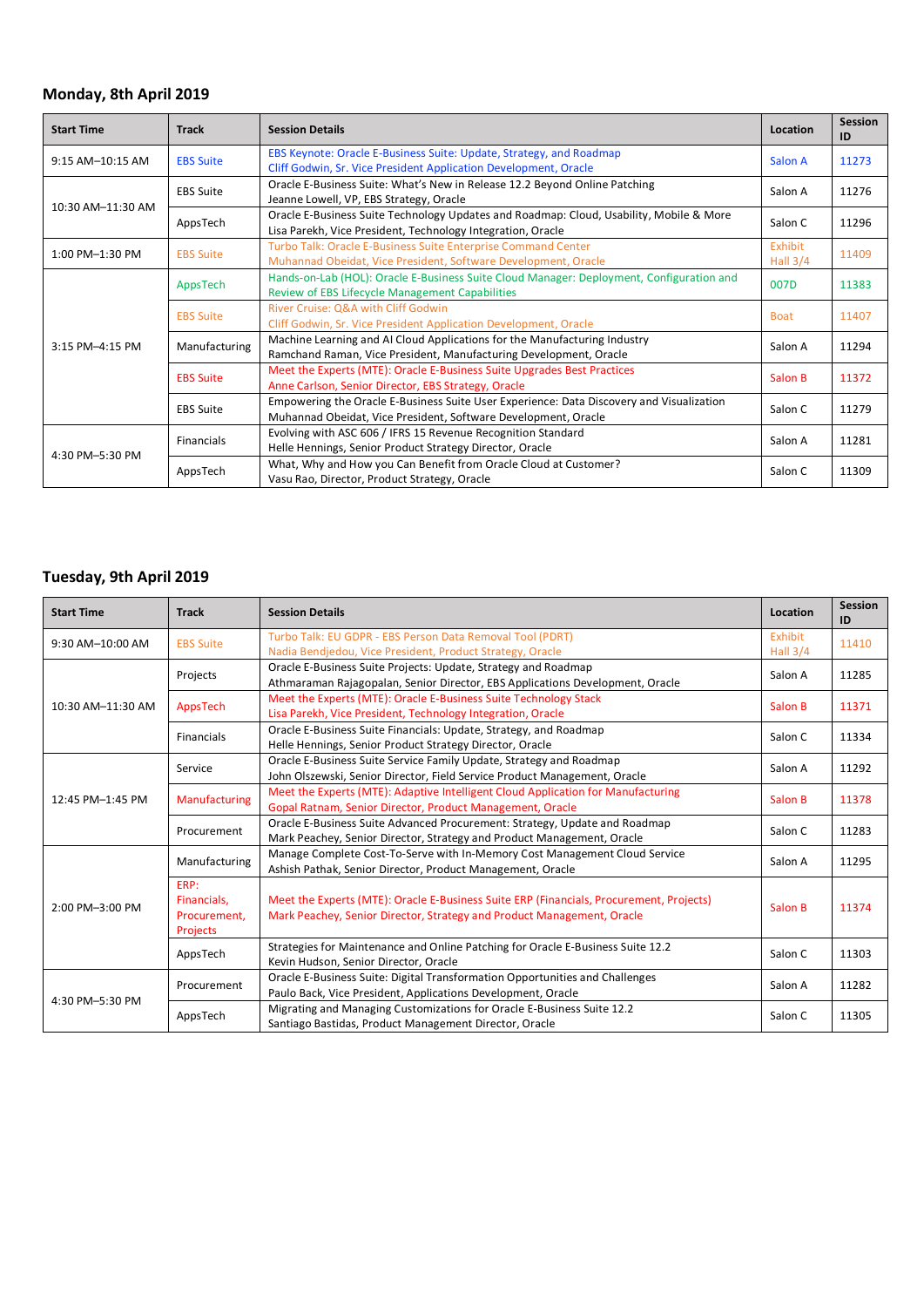### Monday, 8th April 2019

| Start Time | Track | Session Details | Location | Session ID |
|---|---|---|---|---|
| 9:15 AM–10:15 AM | EBS Suite | EBS Keynote: Oracle E-Business Suite: Update, Strategy, and Roadmap<br>Cliff Godwin, Sr. Vice President Application Development, Oracle | Salon A | 11273 |
| 10:30 AM–11:30 AM | EBS Suite | Oracle E-Business Suite: What's New in Release 12.2 Beyond Online Patching<br>Jeanne Lowell, VP, EBS Strategy, Oracle | Salon A | 11276 |
| | AppsTech | Oracle E-Business Suite Technology Updates and Roadmap: Cloud, Usability, Mobile & More<br>Lisa Parekh, Vice President, Technology Integration, Oracle | Salon C | 11296 |
| 1:00 PM–1:30 PM | EBS Suite | Turbo Talk: Oracle E-Business Suite Enterprise Command Center<br>Muhannad Obeidat, Vice President, Software Development, Oracle | Exhibit Hall 3/4 | 11409 |
| 3:15 PM–4:15 PM | AppsTech | Hands-on-Lab (HOL): Oracle E-Business Suite Cloud Manager: Deployment, Configuration and Review of EBS Lifecycle Management Capabilities | 007D | 11383 |
| | EBS Suite | River Cruise: Q&A with Cliff Godwin<br>Cliff Godwin, Sr. Vice President Application Development, Oracle | Boat | 11407 |
| | Manufacturing | Machine Learning and AI Cloud Applications for the Manufacturing Industry<br>Ramchand Raman, Vice President, Manufacturing Development, Oracle | Salon A | 11294 |
| | EBS Suite | Meet the Experts (MTE): Oracle E-Business Suite Upgrades Best Practices<br>Anne Carlson, Senior Director, EBS Strategy, Oracle | Salon B | 11372 |
| | EBS Suite | Empowering the Oracle E-Business Suite User Experience: Data Discovery and Visualization<br>Muhannad Obeidat, Vice President, Software Development, Oracle | Salon C | 11279 |
| 4:30 PM–5:30 PM | Financials | Evolving with ASC 606 / IFRS 15 Revenue Recognition Standard<br>Helle Hennings, Senior Product Strategy Director, Oracle | Salon A | 11281 |
| | AppsTech | What, Why and How you Can Benefit from Oracle Cloud at Customer?<br>Vasu Rao, Director, Product Strategy, Oracle | Salon C | 11309 |

### Tuesday, 9th April 2019

| Start Time | Track | Session Details | Location | Session ID |
|---|---|---|---|---|
| 9:30 AM–10:00 AM | EBS Suite | Turbo Talk: EU GDPR - EBS Person Data Removal Tool (PDRT)<br>Nadia Bendjedou, Vice President, Product Strategy, Oracle | Exhibit Hall 3/4 | 11410 |
| 10:30 AM–11:30 AM | Projects | Oracle E-Business Suite Projects: Update, Strategy and Roadmap<br>Athmaraman Rajagopalan, Senior Director, EBS Applications Development, Oracle | Salon A | 11285 |
| | AppsTech | Meet the Experts (MTE): Oracle E-Business Suite Technology Stack<br>Lisa Parekh, Vice President, Technology Integration, Oracle | Salon B | 11371 |
| | Financials | Oracle E-Business Suite Financials: Update, Strategy, and Roadmap<br>Helle Hennings, Senior Product Strategy Director, Oracle | Salon C | 11334 |
| 12:45 PM–1:45 PM | Service | Oracle E-Business Suite Service Family Update, Strategy and Roadmap<br>John Olszewski, Senior Director, Field Service Product Management, Oracle | Salon A | 11292 |
| | Manufacturing | Meet the Experts (MTE): Adaptive Intelligent Cloud Application for Manufacturing<br>Gopal Ratnam, Senior Director, Product Management, Oracle | Salon B | 11378 |
| | Procurement | Oracle E-Business Suite Advanced Procurement: Strategy, Update and Roadmap<br>Mark Peachey, Senior Director, Strategy and Product Management, Oracle | Salon C | 11283 |
| 2:00 PM–3:00 PM | Manufacturing | Manage Complete Cost-To-Serve with In-Memory Cost Management Cloud Service<br>Ashish Pathak, Senior Director, Product Management, Oracle | Salon A | 11295 |
| | ERP: Financials, Procurement, Projects | Meet the Experts (MTE): Oracle E-Business Suite ERP (Financials, Procurement, Projects)<br>Mark Peachey, Senior Director, Strategy and Product Management, Oracle | Salon B | 11374 |
| | AppsTech | Strategies for Maintenance and Online Patching for Oracle E-Business Suite 12.2<br>Kevin Hudson, Senior Director, Oracle | Salon C | 11303 |
| 4:30 PM–5:30 PM | Procurement | Oracle E-Business Suite: Digital Transformation Opportunities and Challenges<br>Paulo Back, Vice President, Applications Development, Oracle | Salon A | 11282 |
| | AppsTech | Migrating and Managing Customizations for Oracle E-Business Suite 12.2<br>Santiago Bastidas, Product Management Director, Oracle | Salon C | 11305 |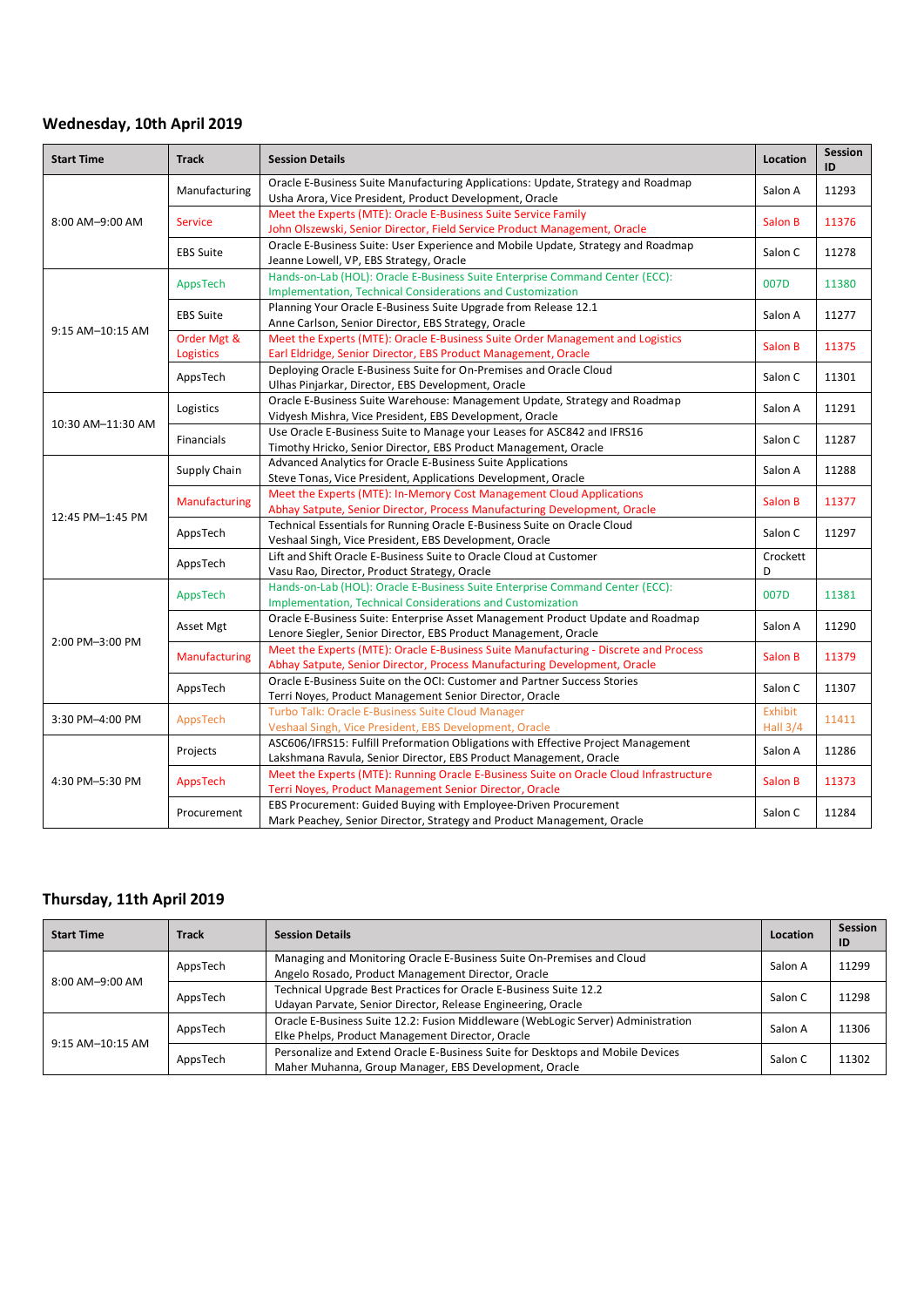## Wednesday, 10th April 2019

| Start Time | Track | Session Details | Location | Session ID |
|---|---|---|---|---|
| 8:00 AM–9:00 AM | Manufacturing | Oracle E-Business Suite Manufacturing Applications: Update, Strategy and Roadmap<br>Usha Arora, Vice President, Product Development, Oracle | Salon A | 11293 |
| | Service | Meet the Experts (MTE): Oracle E-Business Suite Service Family<br>John Olszewski, Senior Director, Field Service Product Management, Oracle | Salon B | 11376 |
| | EBS Suite | Oracle E-Business Suite: User Experience and Mobile Update, Strategy and Roadmap<br>Jeanne Lowell, VP, EBS Strategy, Oracle | Salon C | 11278 |
| 9:15 AM–10:15 AM | AppsTech | Hands-on-Lab (HOL): Oracle E-Business Suite Enterprise Command Center (ECC): Implementation, Technical Considerations and Customization | 007D | 11380 |
| | EBS Suite | Planning Your Oracle E-Business Suite Upgrade from Release 12.1<br>Anne Carlson, Senior Director, EBS Strategy, Oracle | Salon A | 11277 |
| | Order Mgt & Logistics | Meet the Experts (MTE): Oracle E-Business Suite Order Management and Logistics<br>Earl Eldridge, Senior Director, EBS Product Management, Oracle | Salon B | 11375 |
| | AppsTech | Deploying Oracle E-Business Suite for On-Premises and Oracle Cloud<br>Ulhas Pinjarkar, Director, EBS Development, Oracle | Salon C | 11301 |
| 10:30 AM–11:30 AM | Logistics | Oracle E-Business Suite Warehouse: Management Update, Strategy and Roadmap<br>Vidyesh Mishra, Vice President, EBS Development, Oracle | Salon A | 11291 |
| | Financials | Use Oracle E-Business Suite to Manage your Leases for ASC842 and IFRS16<br>Timothy Hricko, Senior Director, EBS Product Management, Oracle | Salon C | 11287 |
| 12:45 PM–1:45 PM | Supply Chain | Advanced Analytics for Oracle E-Business Suite Applications<br>Steve Tonas, Vice President, Applications Development, Oracle | Salon A | 11288 |
| | Manufacturing | Meet the Experts (MTE): In-Memory Cost Management Cloud Applications<br>Abhay Satpute, Senior Director, Process Manufacturing Development, Oracle | Salon B | 11377 |
| | AppsTech | Technical Essentials for Running Oracle E-Business Suite on Oracle Cloud<br>Veshaal Singh, Vice President, EBS Development, Oracle | Salon C | 11297 |
| | AppsTech | Lift and Shift Oracle E-Business Suite to Oracle Cloud at Customer<br>Vasu Rao, Director, Product Strategy, Oracle | Crockett D | |
| 2:00 PM–3:00 PM | AppsTech | Hands-on-Lab (HOL): Oracle E-Business Suite Enterprise Command Center (ECC): Implementation, Technical Considerations and Customization | 007D | 11381 |
| | Asset Mgt | Oracle E-Business Suite: Enterprise Asset Management Product Update and Roadmap<br>Lenore Siegler, Senior Director, EBS Product Management, Oracle | Salon A | 11290 |
| | Manufacturing | Meet the Experts (MTE): Oracle E-Business Suite Manufacturing - Discrete and Process<br>Abhay Satpute, Senior Director, Process Manufacturing Development, Oracle | Salon B | 11379 |
| | AppsTech | Oracle E-Business Suite on the OCI: Customer and Partner Success Stories<br>Terri Noyes, Product Management Senior Director, Oracle | Salon C | 11307 |
| 3:30 PM–4:00 PM | AppsTech | Turbo Talk: Oracle E-Business Suite Cloud Manager<br>Veshaal Singh, Vice President, EBS Development, Oracle | Exhibit Hall 3/4 | 11411 |
| 4:30 PM–5:30 PM | Projects | ASC606/IFRS15: Fulfill Preformation Obligations with Effective Project Management<br>Lakshmana Ravula, Senior Director, EBS Product Management, Oracle | Salon A | 11286 |
| | AppsTech | Meet the Experts (MTE): Running Oracle E-Business Suite on Oracle Cloud Infrastructure<br>Terri Noyes, Product Management Senior Director, Oracle | Salon B | 11373 |
| | Procurement | EBS Procurement: Guided Buying with Employee-Driven Procurement<br>Mark Peachey, Senior Director, Strategy and Product Management, Oracle | Salon C | 11284 |

## Thursday, 11th April 2019

| Start Time | Track | Session Details | Location | Session ID |
|---|---|---|---|---|
| 8:00 AM–9:00 AM | AppsTech | Managing and Monitoring Oracle E-Business Suite On-Premises and Cloud<br>Angelo Rosado, Product Management Director, Oracle | Salon A | 11299 |
| | AppsTech | Technical Upgrade Best Practices for Oracle E-Business Suite 12.2<br>Udayan Parvate, Senior Director, Release Engineering, Oracle | Salon C | 11298 |
| 9:15 AM–10:15 AM | AppsTech | Oracle E-Business Suite 12.2: Fusion Middleware (WebLogic Server) Administration<br>Elke Phelps, Product Management Director, Oracle | Salon A | 11306 |
| | AppsTech | Personalize and Extend Oracle E-Business Suite for Desktops and Mobile Devices<br>Maher Muhanna, Group Manager, EBS Development, Oracle | Salon C | 11302 |